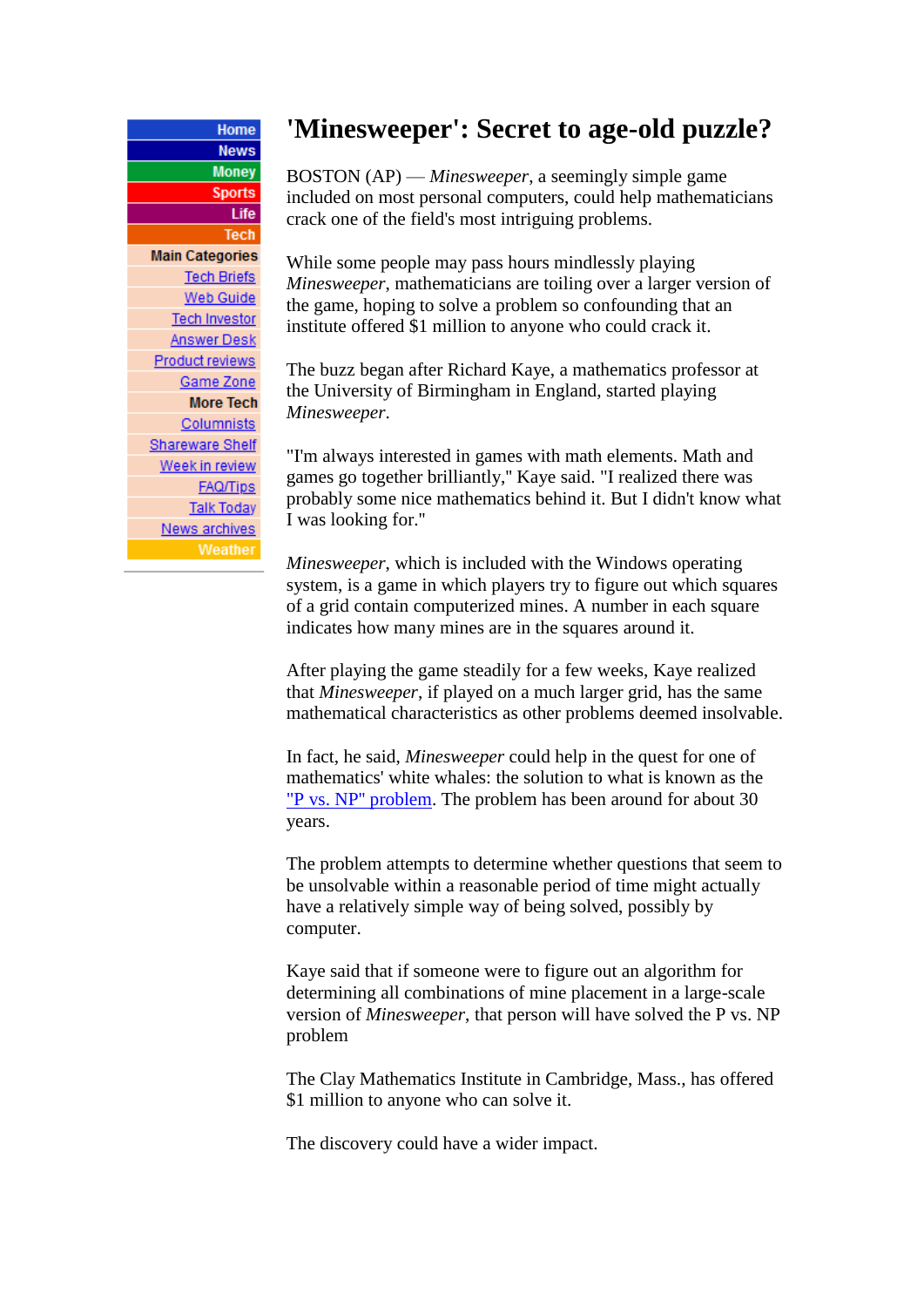- Home
- News
- Money
- Sports
- Life
- Tech
- **Main Categories**
- Tech Briefs
- Web Guide
- Tech Investor
- Answer Desk
- Product reviews
- Game Zone
- **More Tech**
- Columnists
- Shareware Shelf
- Week in review
- FAQ/Tips
- Talk Today
- News archives
- Weather

# 'Minesweeper': Secret to age-old puzzle?

BOSTON (AP) — *Minesweeper*, a seemingly simple game included on most personal computers, could help mathematicians crack one of the field's most intriguing problems.

While some people may pass hours mindlessly playing *Minesweeper*, mathematicians are toiling over a larger version of the game, hoping to solve a problem so confounding that an institute offered $1 million to anyone who could crack it.

The buzz began after Richard Kaye, a mathematics professor at the University of Birmingham in England, started playing *Minesweeper*.

"I'm always interested in games with math elements. Math and games go together brilliantly," Kaye said. "I realized there was probably some nice mathematics behind it. But I didn't know what I was looking for."

*Minesweeper*, which is included with the Windows operating system, is a game in which players try to figure out which squares of a grid contain computerized mines. A number in each square indicates how many mines are in the squares around it.

After playing the game steadily for a few weeks, Kaye realized that *Minesweeper*, if played on a much larger grid, has the same mathematical characteristics as other problems deemed insolvable.

In fact, he said, *Minesweeper* could help in the quest for one of mathematics' white whales: the solution to what is known as the "P vs. NP" problem. The problem has been around for about 30 years.

The problem attempts to determine whether questions that seem to be unsolvable within a reasonable period of time might actually have a relatively simple way of being solved, possibly by computer.

Kaye said that if someone were to figure out an algorithm for determining all combinations of mine placement in a large-scale version of *Minesweeper*, that person will have solved the P vs. NP problem

The Clay Mathematics Institute in Cambridge, Mass., has offered $1 million to anyone who can solve it.

The discovery could have a wider impact.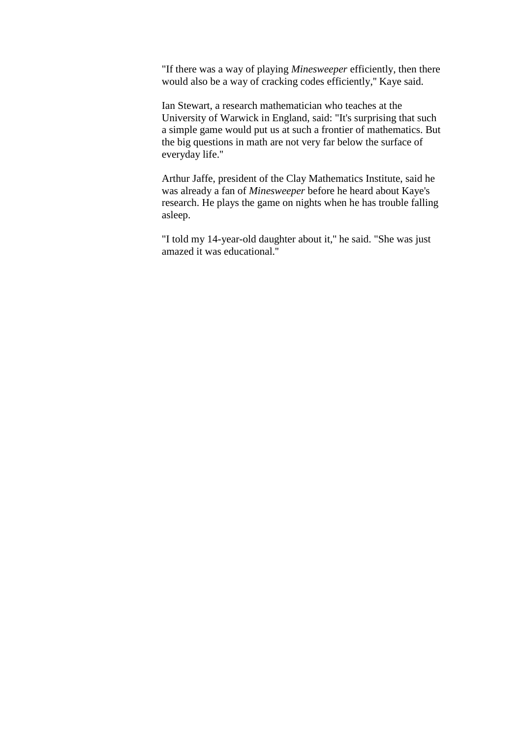"If there was a way of playing *Minesweeper* efficiently, then there would also be a way of cracking codes efficiently," Kaye said.

Ian Stewart, a research mathematician who teaches at the University of Warwick in England, said: "It's surprising that such a simple game would put us at such a frontier of mathematics. But the big questions in math are not very far below the surface of everyday life."

Arthur Jaffe, president of the Clay Mathematics Institute, said he was already a fan of *Minesweeper* before he heard about Kaye's research. He plays the game on nights when he has trouble falling asleep.

"I told my 14-year-old daughter about it," he said. "She was just amazed it was educational."